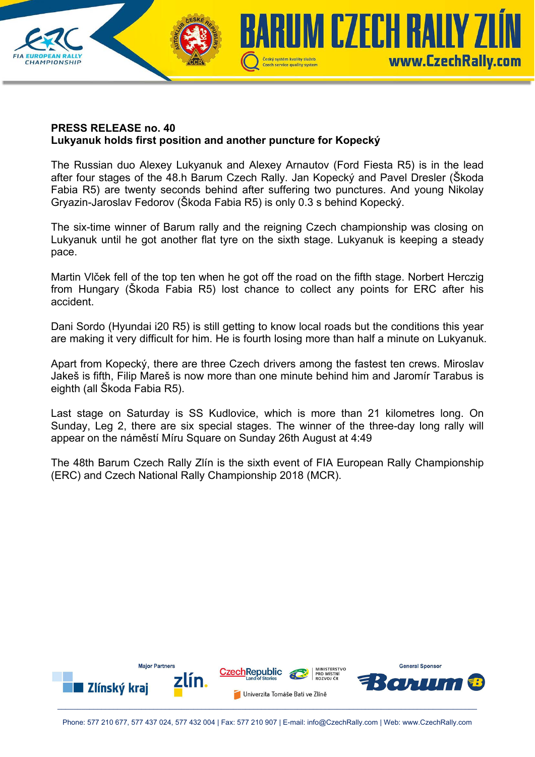**PRESS RELEASE no. 40**
**Lukyanuk holds first position and another puncture for Kopecký**

The Russian duo Alexey Lukyanuk and Alexey Arnautov (Ford Fiesta R5) is in the lead after four stages of the 48.h Barum Czech Rally. Jan Kopecký and Pavel Dresler (Škoda Fabia R5) are twenty seconds behind after suffering two punctures. And young Nikolay Gryazin-Jaroslav Fedorov (Škoda Fabia R5) is only 0.3 s behind Kopecký.

The six-time winner of Barum rally and the reigning Czech championship was closing on Lukyanuk until he got another flat tyre on the sixth stage. Lukyanuk is keeping a steady pace.

Martin Vlček fell of the top ten when he got off the road on the fifth stage. Norbert Herczig from Hungary (Škoda Fabia R5) lost chance to collect any points for ERC after his accident.

Dani Sordo (Hyundai i20 R5) is still getting to know local roads but the conditions this year are making it very difficult for him. He is fourth losing more than half a minute on Lukyanuk.

Apart from Kopecký, there are three Czech drivers among the fastest ten crews. Miroslav Jakeš is fifth, Filip Mareš is now more than one minute behind him and Jaromír Tarabus is eighth (all Škoda Fabia R5).

Last stage on Saturday is SS Kudlovice, which is more than 21 kilometres long. On Sunday, Leg 2, there are six special stages. The winner of the three-day long rally will appear on the náměstí Míru Square on Sunday 26th August at 4:49

The 48th Barum Czech Rally Zlín is the sixth event of FIA European Rally Championship (ERC) and Czech National Rally Championship 2018 (MCR).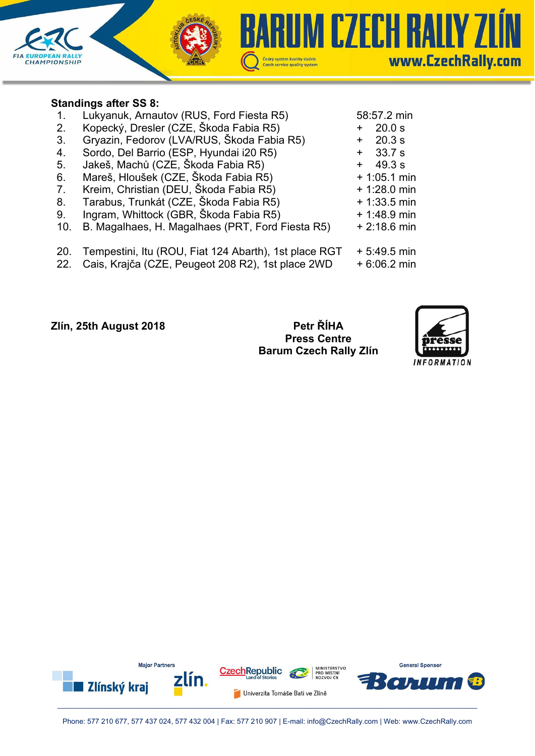**Standings after SS 8:**

| | | |
|---|---|---|
| 1. | Lukyanuk, Arnautov (RUS, Ford Fiesta R5) | 58:57.2 min |
| 2. | Kopecký, Dresler (CZE, Škoda Fabia R5) | + 20.0 s |
| 3. | Gryazin, Fedorov (LVA/RUS, Škoda Fabia R5) | + 20.3 s |
| 4. | Sordo, Del Barrio (ESP, Hyundai i20 R5) | + 33.7 s |
| 5. | Jakeš, Machů (CZE, Škoda Fabia R5) | + 49.3 s |
| 6. | Mareš, Hloušek (CZE, Škoda Fabia R5) | + 1:05.1 min |
| 7. | Kreim, Christian (DEU, Škoda Fabia R5) | + 1:28.0 min |
| 8. | Tarabus, Trunkát (CZE, Škoda Fabia R5) | + 1:33.5 min |
| 9. | Ingram, Whittock (GBR, Škoda Fabia R5) | + 1:48.9 min |
| 10. | B. Magalhaes, H. Magalhaes (PRT, Ford Fiesta R5) | + 2:18.6 min |
| 20. | Tempestini, Itu (ROU, Fiat 124 Abarth), 1st place RGT | + 5:49.5 min |
| 22. | Cais, Krajča (CZE, Peugeot 208 R2), 1st place 2WD | + 6:06.2 min |

**Zlín, 25th August 2018**

**Petr ŘÍHA**
**Press Centre**
**Barum Czech Rally Zlín**